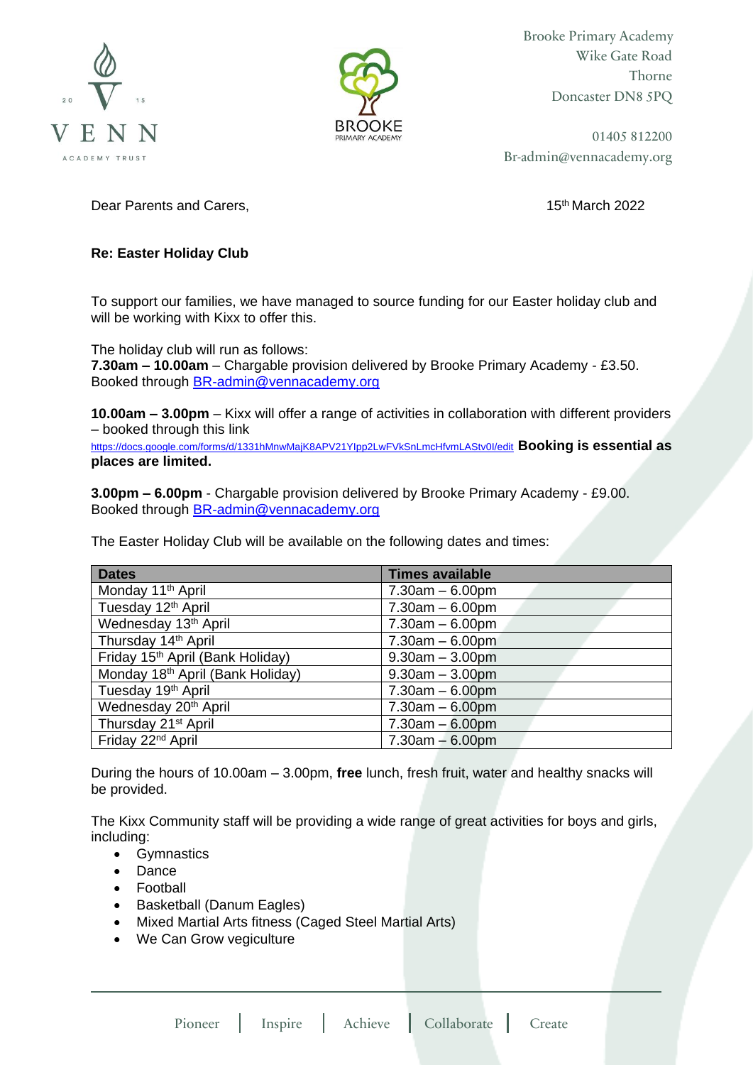Brooke Primary Academy
Wike Gate Road
Thorne
Doncaster DN8 5PQ

01405 812200
Br-admin@vennacademy.org

Dear Parents and Carers,

15th March 2022

**Re: Easter Holiday Club**

To support our families, we have managed to source funding for our Easter holiday club and will be working with Kixx to offer this.

The holiday club will run as follows:
**7.30am – 10.00am** – Chargable provision delivered by Brooke Primary Academy - £3.50. Booked through BR-admin@vennacademy.org

**10.00am – 3.00pm** – Kixx will offer a range of activities in collaboration with different providers – booked through this link
https://docs.google.com/forms/d/1331hMnwMajK8APV21YIpp2LwFVkSnLmcHfvmLAStv0I/edit **Booking is essential as places are limited.**

**3.00pm – 6.00pm** - Chargable provision delivered by Brooke Primary Academy - £9.00. Booked through BR-admin@vennacademy.org

The Easter Holiday Club will be available on the following dates and times:

| Dates | Times available |
|---|---|
| Monday 11th April | 7.30am – 6.00pm |
| Tuesday 12th April | 7.30am – 6.00pm |
| Wednesday 13th April | 7.30am – 6.00pm |
| Thursday 14th April | 7.30am – 6.00pm |
| Friday 15th April (Bank Holiday) | 9.30am – 3.00pm |
| Monday 18th April (Bank Holiday) | 9.30am – 3.00pm |
| Tuesday 19th April | 7.30am – 6.00pm |
| Wednesday 20th April | 7.30am – 6.00pm |
| Thursday 21st April | 7.30am – 6.00pm |
| Friday 22nd April | 7.30am – 6.00pm |

During the hours of 10.00am – 3.00pm, **free** lunch, fresh fruit, water and healthy snacks will be provided.

The Kixx Community staff will be providing a wide range of great activities for boys and girls, including:

- Gymnastics
- Dance
- Football
- Basketball (Danum Eagles)
- Mixed Martial Arts fitness (Caged Steel Martial Arts)
- We Can Grow vegiculture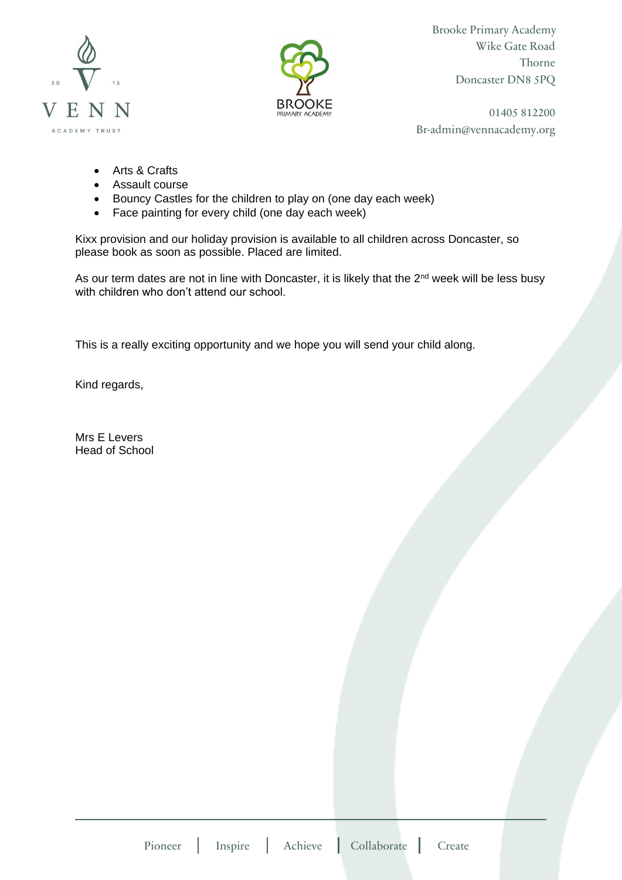- Arts & Crafts
- Assault course
- Bouncy Castles for the children to play on (one day each week)
- Face painting for every child (one day each week)

Kixx provision and our holiday provision is available to all children across Doncaster, so please book as soon as possible. Placed are limited.

As our term dates are not in line with Doncaster, it is likely that the 2nd week will be less busy with children who don't attend our school.

This is a really exciting opportunity and we hope you will send your child along.

Kind regards,

Mrs E Levers
Head of School